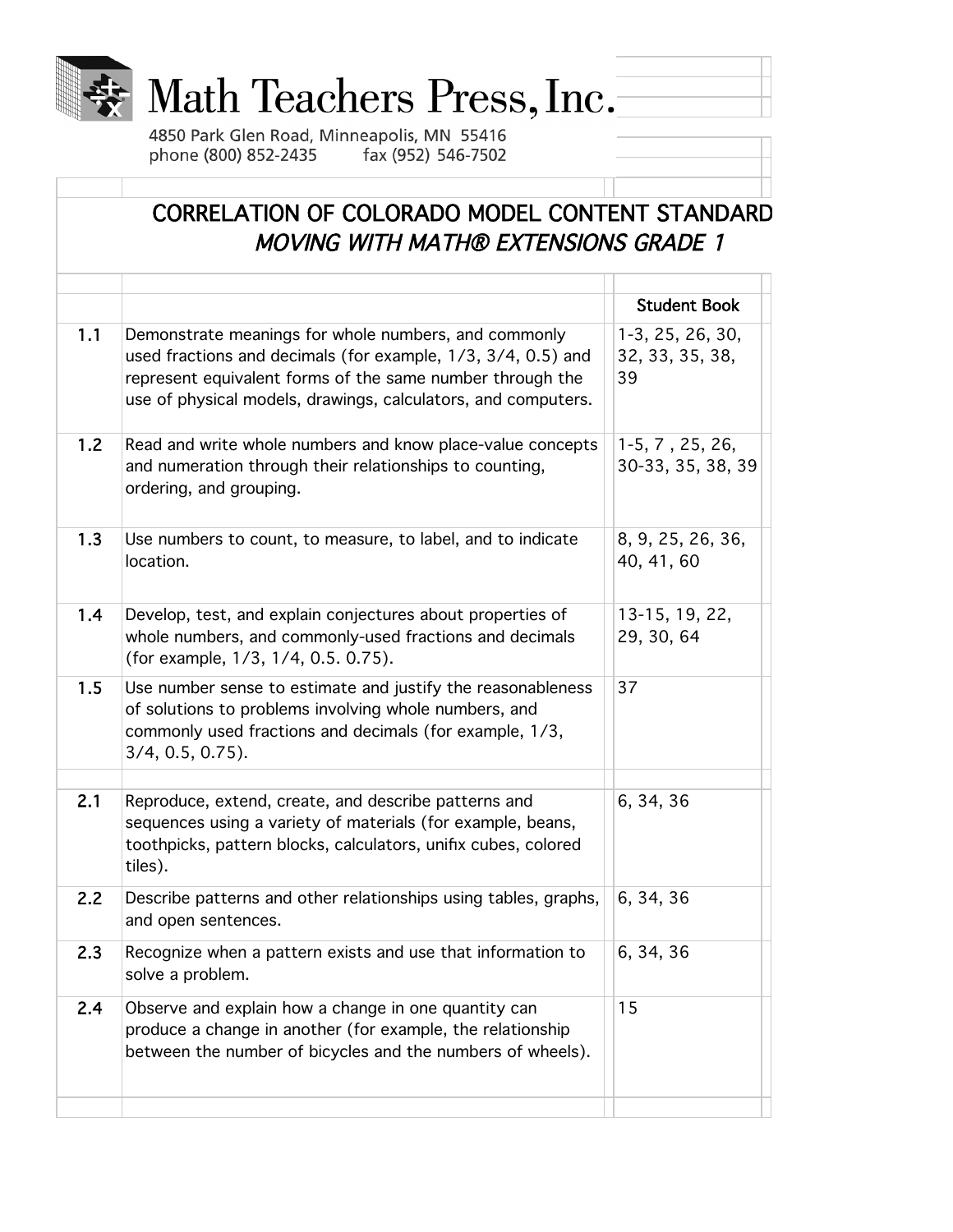# Math Teachers Press, Inc.

4850 Park Glen Road, Minneapolis, MN 55416
phone (800) 852-2435    fax (952) 546-7502

## CORRELATION OF COLORADO MODEL CONTENT STANDARD
### *MOVING WITH MATH® EXTENSIONS GRADE 1*

| | | Student Book |
|---|---|---|
| 1.1 | Demonstrate meanings for whole numbers, and commonly used fractions and decimals (for example, 1/3, 3/4, 0.5) and represent equivalent forms of the same number through the use of physical models, drawings, calculators, and computers. | 1-3, 25, 26, 30, 32, 33, 35, 38, 39 |
| 1.2 | Read and write whole numbers and know place-value concepts and numeration through their relationships to counting, ordering, and grouping. | 1-5, 7 , 25, 26, 30-33, 35, 38, 39 |
| 1.3 | Use numbers to count, to measure, to label, and to indicate location. | 8, 9, 25, 26, 36, 40, 41, 60 |
| 1.4 | Develop, test, and explain conjectures about properties of whole numbers, and commonly-used fractions and decimals (for example, 1/3, 1/4, 0.5. 0.75). | 13-15, 19, 22, 29, 30, 64 |
| 1.5 | Use number sense to estimate and justify the reasonableness of solutions to problems involving whole numbers, and commonly used fractions and decimals (for example, 1/3, 3/4, 0.5, 0.75). | 37 |
| 2.1 | Reproduce, extend, create, and describe patterns and sequences using a variety of materials (for example, beans, toothpicks, pattern blocks, calculators, unifix cubes, colored tiles). | 6, 34, 36 |
| 2.2 | Describe patterns and other relationships using tables, graphs, and open sentences. | 6, 34, 36 |
| 2.3 | Recognize when a pattern exists and use that information to solve a problem. | 6, 34, 36 |
| 2.4 | Observe and explain how a change in one quantity can produce a change in another (for example, the relationship between the number of bicycles and the numbers of wheels). | 15 |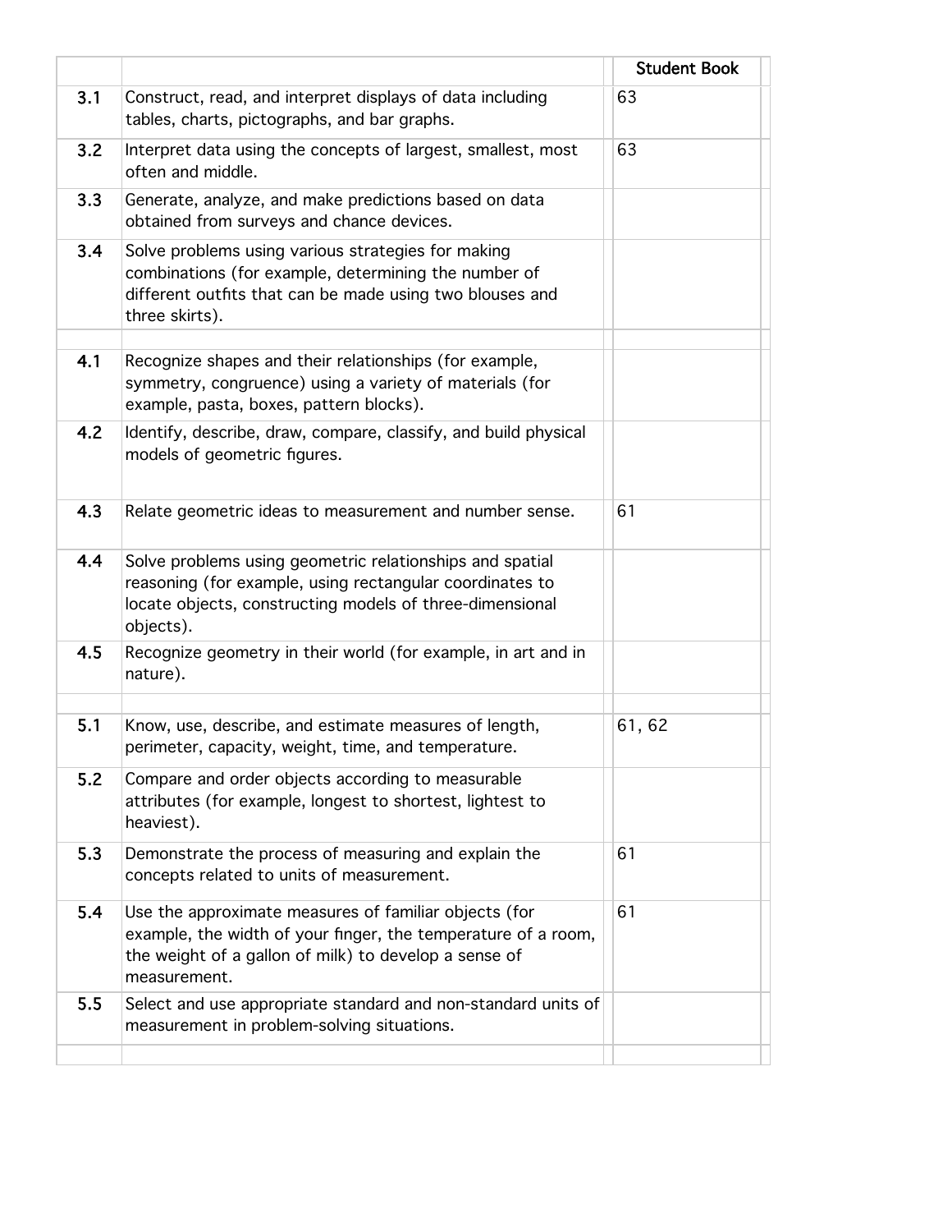| | | Student Book |
|---|---|---|
| 3.1 | Construct, read, and interpret displays of data including tables, charts, pictographs, and bar graphs. | 63 |
| 3.2 | Interpret data using the concepts of largest, smallest, most often and middle. | 63 |
| 3.3 | Generate, analyze, and make predictions based on data obtained from surveys and chance devices. | |
| 3.4 | Solve problems using various strategies for making combinations (for example, determining the number of different outfits that can be made using two blouses and three skirts). | |
| | | |
| 4.1 | Recognize shapes and their relationships (for example, symmetry, congruence) using a variety of materials (for example, pasta, boxes, pattern blocks). | |
| 4.2 | Identify, describe, draw, compare, classify, and build physical models of geometric figures. | |
| 4.3 | Relate geometric ideas to measurement and number sense. | 61 |
| 4.4 | Solve problems using geometric relationships and spatial reasoning (for example, using rectangular coordinates to locate objects, constructing models of three-dimensional objects). | |
| 4.5 | Recognize geometry in their world (for example, in art and in nature). | |
| | | |
| 5.1 | Know, use, describe, and estimate measures of length, perimeter, capacity, weight, time, and temperature. | 61, 62 |
| 5.2 | Compare and order objects according to measurable attributes (for example, longest to shortest, lightest to heaviest). | |
| 5.3 | Demonstrate the process of measuring and explain the concepts related to units of measurement. | 61 |
| 5.4 | Use the approximate measures of familiar objects (for example, the width of your finger, the temperature of a room, the weight of a gallon of milk) to develop a sense of measurement. | 61 |
| 5.5 | Select and use appropriate standard and non-standard units of measurement in problem-solving situations. | |
| | | |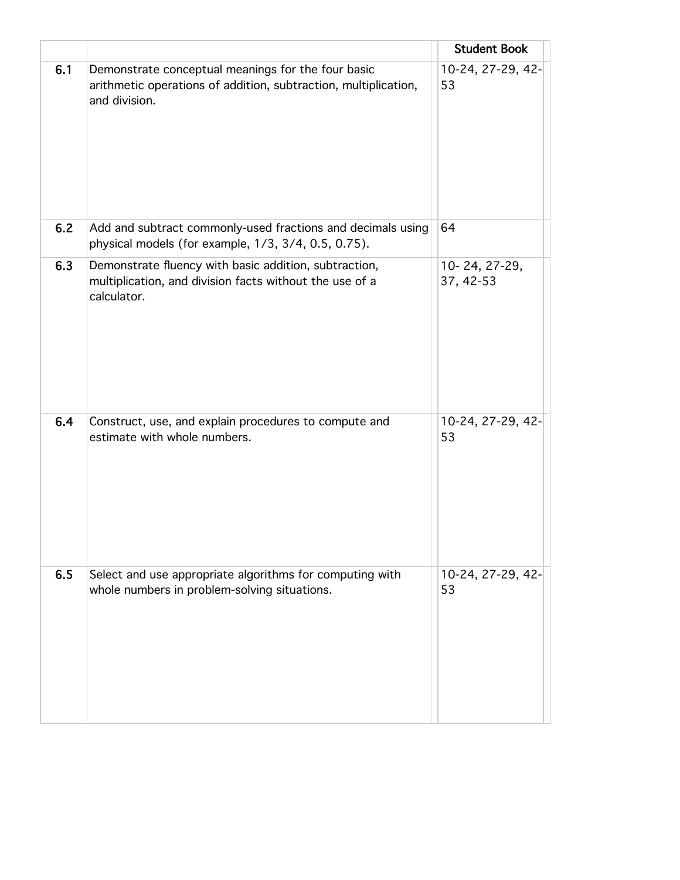| | | | Student Book | |
|---|---|---|---|---|
| 6.1 | Demonstrate conceptual meanings for the four basic arithmetic operations of addition, subtraction, multiplication, and division. | | 10-24, 27-29, 42-53 | |
| 6.2 | Add and subtract commonly-used fractions and decimals using physical models (for example, 1/3, 3/4, 0.5, 0.75). | | 64 | |
| 6.3 | Demonstrate fluency with basic addition, subtraction, multiplication, and division facts without the use of a calculator. | | 10- 24, 27-29, 37, 42-53 | |
| 6.4 | Construct, use, and explain procedures to compute and estimate with whole numbers. | | 10-24, 27-29, 42-53 | |
| 6.5 | Select and use appropriate algorithms for computing with whole numbers in problem-solving situations. | | 10-24, 27-29, 42-53 | |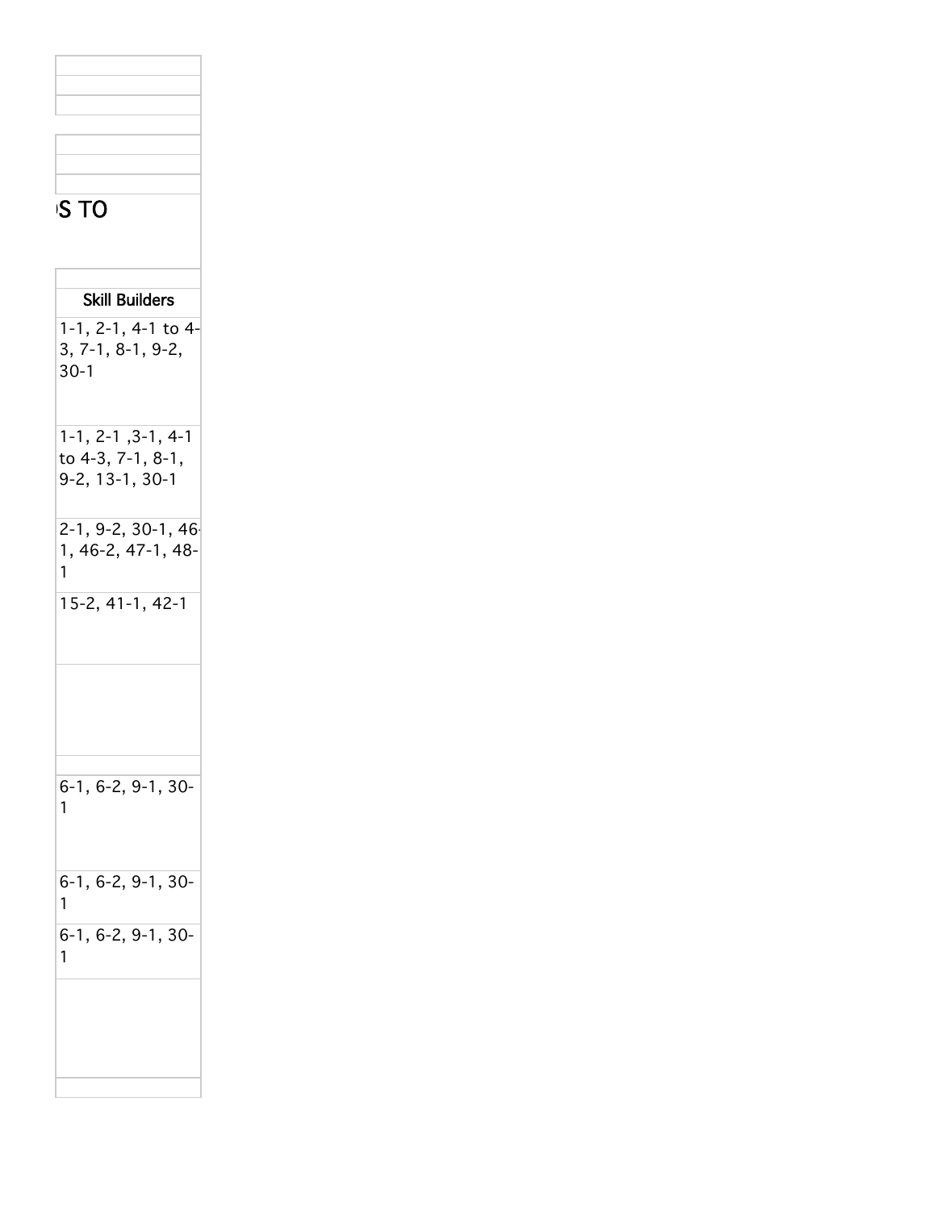S TO

| Skill Builders |
|---|
| 1-1, 2-1, 4-1 to 4-3, 7-1, 8-1, 9-2, 30-1 |
| 1-1, 2-1 ,3-1, 4-1 to 4-3, 7-1, 8-1, 9-2, 13-1, 30-1 |
| 2-1, 9-2, 30-1, 46-1, 46-2, 47-1, 48-1 |
| 15-2, 41-1, 42-1 |
| |
| |
| 6-1, 6-2, 9-1, 30-1 |
| 6-1, 6-2, 9-1, 30-1 |
| 6-1, 6-2, 9-1, 30-1 |
| |
| |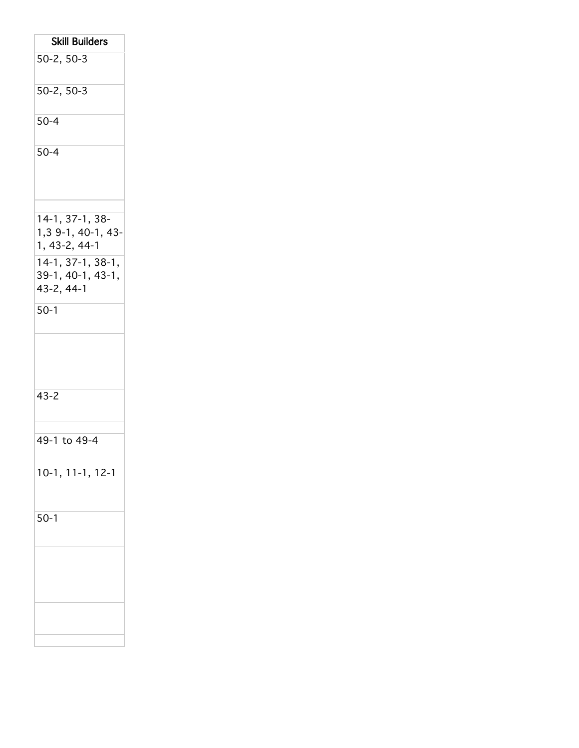| Skill Builders |
|---|
| 50-2, 50-3 |
| 50-2, 50-3 |
| 50-4 |
| 50-4 |
| |
| 14-1, 37-1, 38-1,3 9-1, 40-1, 43-1, 43-2, 44-1 |
| 14-1, 37-1, 38-1, 39-1, 40-1, 43-1, 43-2, 44-1 |
| 50-1 |
| |
| 43-2 |
| |
| 49-1 to 49-4 |
| 10-1, 11-1, 12-1 |
| 50-1 |
| |
| |
| |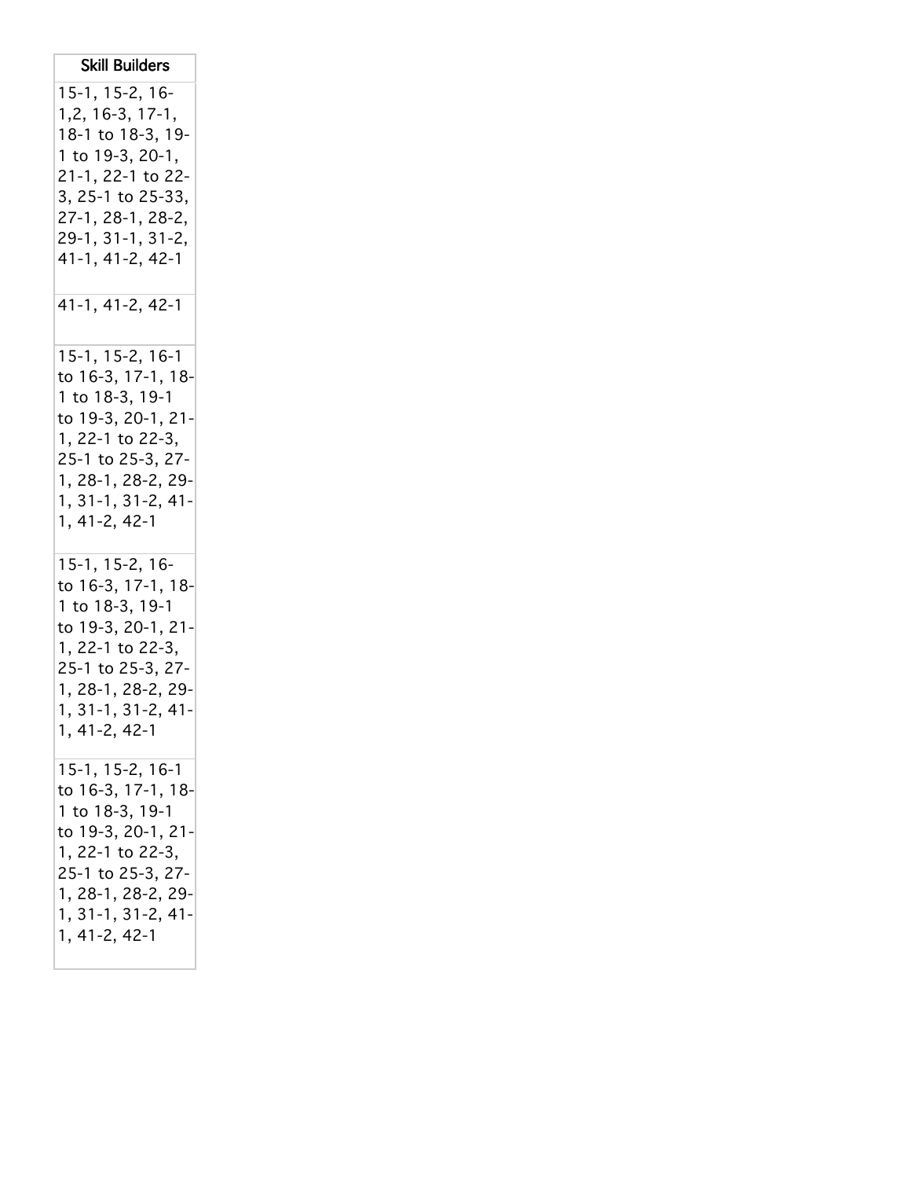| Skill Builders |
| --- |
| 15-1, 15-2, 16-1,2, 16-3, 17-1, 18-1 to 18-3, 19-1 to 19-3, 20-1, 21-1, 22-1 to 22-3, 25-1 to 25-33, 27-1, 28-1, 28-2, 29-1, 31-1, 31-2, 41-1, 41-2, 42-1 |
| 41-1, 41-2, 42-1 |
| 15-1, 15-2, 16-1 to 16-3, 17-1, 18-1 to 18-3, 19-1 to 19-3, 20-1, 21-1, 22-1 to 22-3, 25-1 to 25-3, 27-1, 28-1, 28-2, 29-1, 31-1, 31-2, 41-1, 41-2, 42-1 |
| 15-1, 15-2, 16-to 16-3, 17-1, 18-1 to 18-3, 19-1 to 19-3, 20-1, 21-1, 22-1 to 22-3, 25-1 to 25-3, 27-1, 28-1, 28-2, 29-1, 31-1, 31-2, 41-1, 41-2, 42-1 |
| 15-1, 15-2, 16-1 to 16-3, 17-1, 18-1 to 18-3, 19-1 to 19-3, 20-1, 21-1, 22-1 to 22-3, 25-1 to 25-3, 27-1, 28-1, 28-2, 29-1, 31-1, 31-2, 41-1, 41-2, 42-1 |